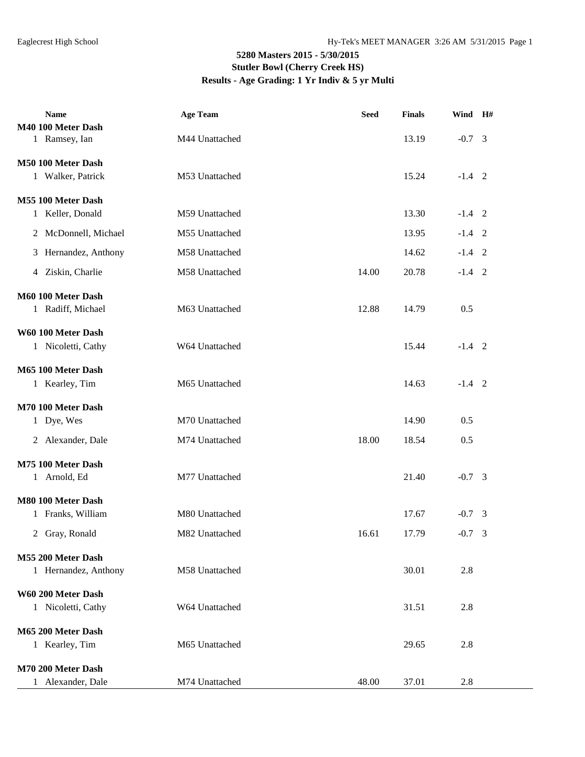**5280 Masters 2015 - 5/30/2015**
**Stutler Bowl (Cherry Creek HS)**
**Results - Age Grading: 1 Yr Indiv & 5 yr Multi**

| Name | Age Team | Seed | Finals | Wind | H# |
|---|---|---|---|---|---|
| **M40 100 Meter Dash** | | | | | |
| 1 Ramsey, Ian | M44 Unattached | | 13.19 | -0.7 | 3 |
| **M50 100 Meter Dash** | | | | | |
| 1 Walker, Patrick | M53 Unattached | | 15.24 | -1.4 | 2 |
| **M55 100 Meter Dash** | | | | | |
| 1 Keller, Donald | M59 Unattached | | 13.30 | -1.4 | 2 |
| 2 McDonnell, Michael | M55 Unattached | | 13.95 | -1.4 | 2 |
| 3 Hernandez, Anthony | M58 Unattached | | 14.62 | -1.4 | 2 |
| 4 Ziskin, Charlie | M58 Unattached | 14.00 | 20.78 | -1.4 | 2 |
| **M60 100 Meter Dash** | | | | | |
| 1 Radiff, Michael | M63 Unattached | 12.88 | 14.79 | 0.5 | |
| **W60 100 Meter Dash** | | | | | |
| 1 Nicoletti, Cathy | W64 Unattached | | 15.44 | -1.4 | 2 |
| **M65 100 Meter Dash** | | | | | |
| 1 Kearley, Tim | M65 Unattached | | 14.63 | -1.4 | 2 |
| **M70 100 Meter Dash** | | | | | |
| 1 Dye, Wes | M70 Unattached | | 14.90 | 0.5 | |
| 2 Alexander, Dale | M74 Unattached | 18.00 | 18.54 | 0.5 | |
| **M75 100 Meter Dash** | | | | | |
| 1 Arnold, Ed | M77 Unattached | | 21.40 | -0.7 | 3 |
| **M80 100 Meter Dash** | | | | | |
| 1 Franks, William | M80 Unattached | | 17.67 | -0.7 | 3 |
| 2 Gray, Ronald | M82 Unattached | 16.61 | 17.79 | -0.7 | 3 |
| **M55 200 Meter Dash** | | | | | |
| 1 Hernandez, Anthony | M58 Unattached | | 30.01 | 2.8 | |
| **W60 200 Meter Dash** | | | | | |
| 1 Nicoletti, Cathy | W64 Unattached | | 31.51 | 2.8 | |
| **M65 200 Meter Dash** | | | | | |
| 1 Kearley, Tim | M65 Unattached | | 29.65 | 2.8 | |
| **M70 200 Meter Dash** | | | | | |
| 1 Alexander, Dale | M74 Unattached | 48.00 | 37.01 | 2.8 | |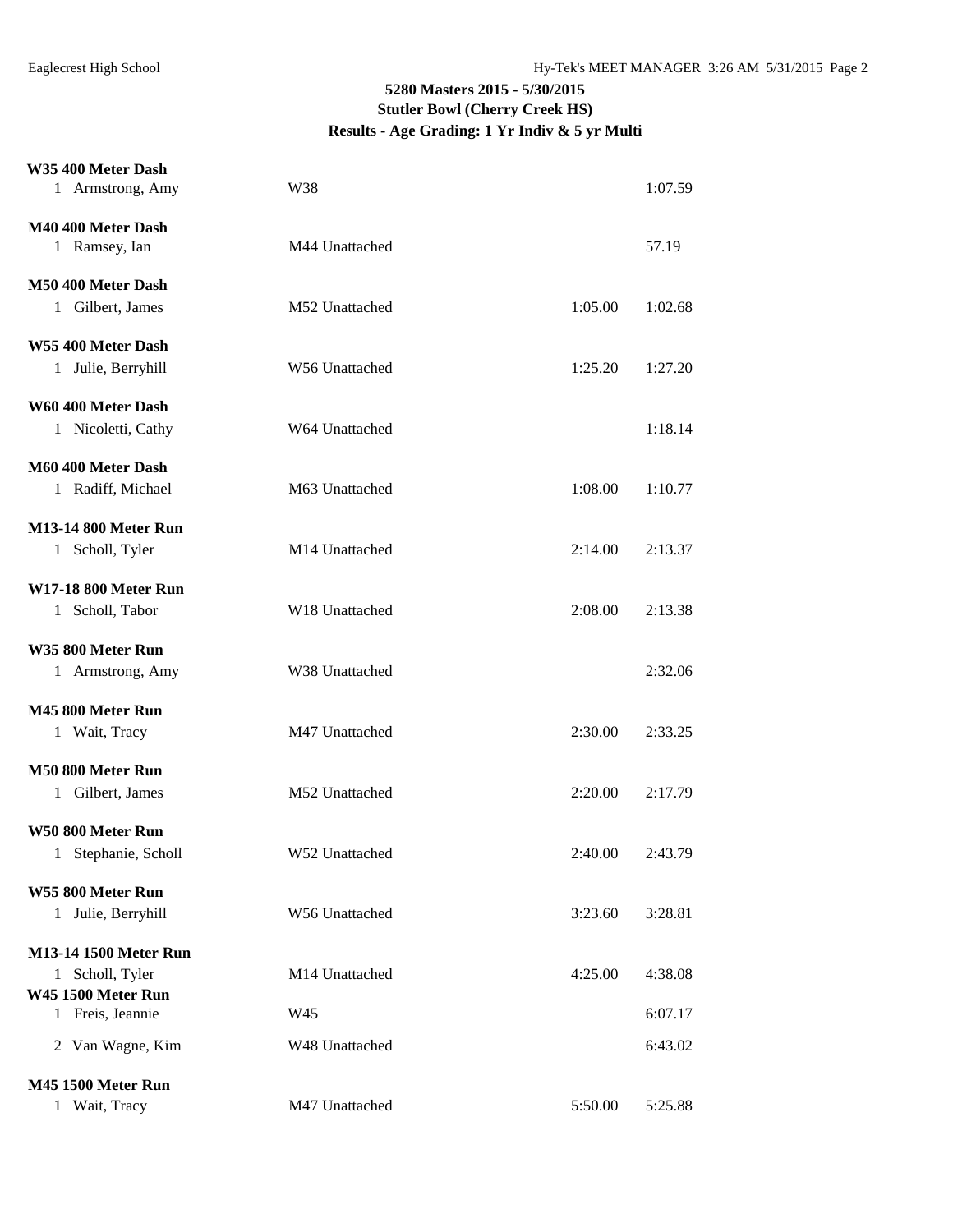## 5280 Masters 2015 - 5/30/2015
## Stutler Bowl (Cherry Creek HS)
## Results - Age Grading: 1 Yr Indiv & 5 yr Multi

**W35 400 Meter Dash**

| | Name | Age Team | Seed | Finals |
|---|---|---|---|---|
| 1 | Armstrong, Amy | W38 | | 1:07.59 |

**M40 400 Meter Dash**

| | Name | Age Team | Seed | Finals |
|---|---|---|---|---|
| 1 | Ramsey, Ian | M44 Unattached | | 57.19 |

**M50 400 Meter Dash**

| | Name | Age Team | Seed | Finals |
|---|---|---|---|---|
| 1 | Gilbert, James | M52 Unattached | 1:05.00 | 1:02.68 |

**W55 400 Meter Dash**

| | Name | Age Team | Seed | Finals |
|---|---|---|---|---|
| 1 | Julie, Berryhill | W56 Unattached | 1:25.20 | 1:27.20 |

**W60 400 Meter Dash**

| | Name | Age Team | Seed | Finals |
|---|---|---|---|---|
| 1 | Nicoletti, Cathy | W64 Unattached | | 1:18.14 |

**M60 400 Meter Dash**

| | Name | Age Team | Seed | Finals |
|---|---|---|---|---|
| 1 | Radiff, Michael | M63 Unattached | 1:08.00 | 1:10.77 |

**M13-14 800 Meter Run**

| | Name | Age Team | Seed | Finals |
|---|---|---|---|---|
| 1 | Scholl, Tyler | M14 Unattached | 2:14.00 | 2:13.37 |

**W17-18 800 Meter Run**

| | Name | Age Team | Seed | Finals |
|---|---|---|---|---|
| 1 | Scholl, Tabor | W18 Unattached | 2:08.00 | 2:13.38 |

**W35 800 Meter Run**

| | Name | Age Team | Seed | Finals |
|---|---|---|---|---|
| 1 | Armstrong, Amy | W38 Unattached | | 2:32.06 |

**M45 800 Meter Run**

| | Name | Age Team | Seed | Finals |
|---|---|---|---|---|
| 1 | Wait, Tracy | M47 Unattached | 2:30.00 | 2:33.25 |

**M50 800 Meter Run**

| | Name | Age Team | Seed | Finals |
|---|---|---|---|---|
| 1 | Gilbert, James | M52 Unattached | 2:20.00 | 2:17.79 |

**W50 800 Meter Run**

| | Name | Age Team | Seed | Finals |
|---|---|---|---|---|
| 1 | Stephanie, Scholl | W52 Unattached | 2:40.00 | 2:43.79 |

**W55 800 Meter Run**

| | Name | Age Team | Seed | Finals |
|---|---|---|---|---|
| 1 | Julie, Berryhill | W56 Unattached | 3:23.60 | 3:28.81 |

**M13-14 1500 Meter Run**

| | Name | Age Team | Seed | Finals |
|---|---|---|---|---|
| 1 | Scholl, Tyler | M14 Unattached | 4:25.00 | 4:38.08 |

**W45 1500 Meter Run**

| | Name | Age Team | Seed | Finals |
|---|---|---|---|---|
| 1 | Freis, Jeannie | W45 | | 6:07.17 |
| 2 | Van Wagne, Kim | W48 Unattached | | 6:43.02 |

**M45 1500 Meter Run**

| | Name | Age Team | Seed | Finals |
|---|---|---|---|---|
| 1 | Wait, Tracy | M47 Unattached | 5:50.00 | 5:25.88 |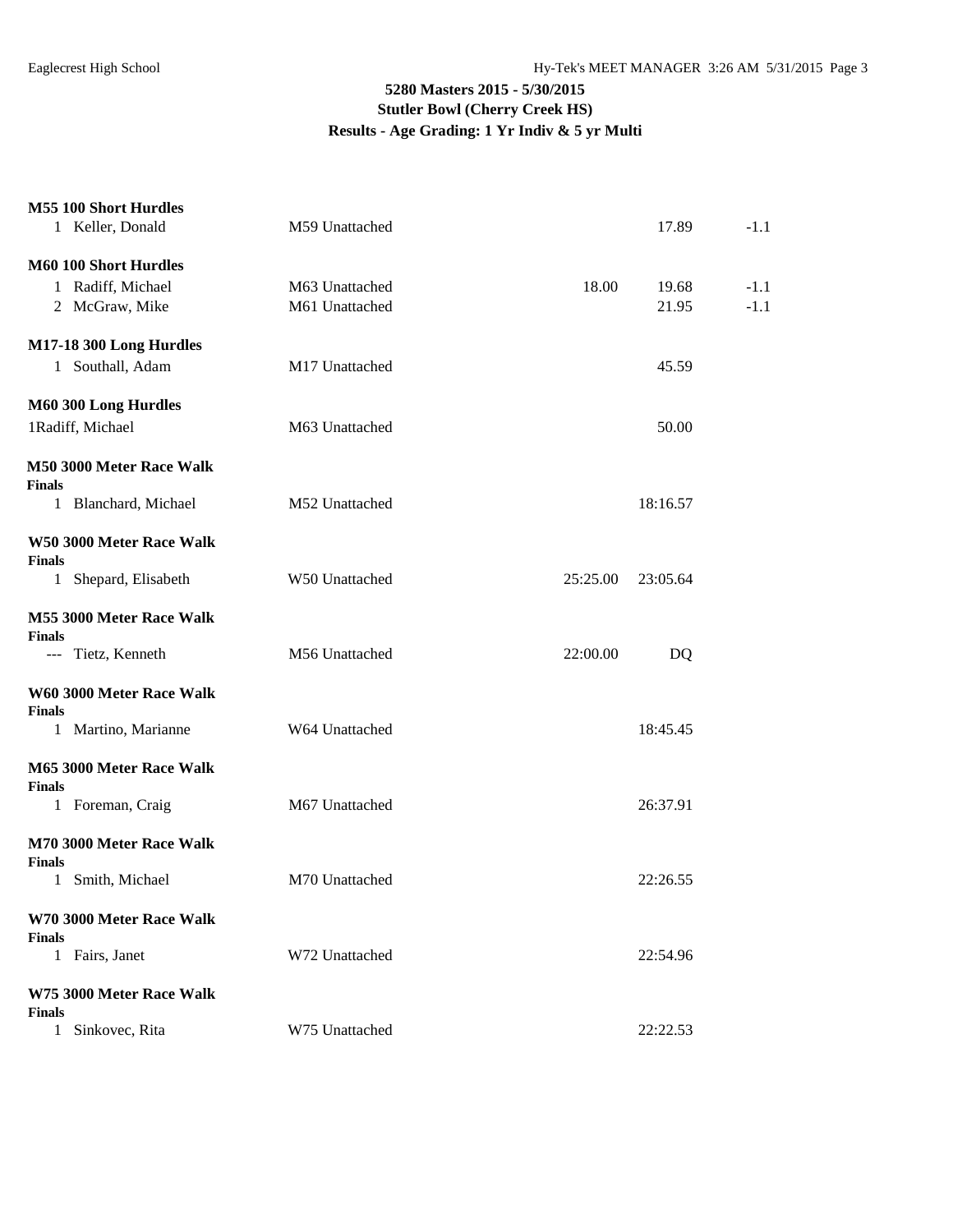**5280 Masters 2015 - 5/30/2015**
**Stutler Bowl (Cherry Creek HS)**
**Results - Age Grading: 1 Yr Indiv & 5 yr Multi**

**M55 100 Short Hurdles**

| | | | | | |
|---|---|---|---|---|---|
| 1 | Keller, Donald | M59 Unattached | | 17.89 | -1.1 |

**M60 100 Short Hurdles**

| | | | | | |
|---|---|---|---|---|---|
| 1 | Radiff, Michael | M63 Unattached | 18.00 | 19.68 | -1.1 |
| 2 | McGraw, Mike | M61 Unattached | | 21.95 | -1.1 |

**M17-18 300 Long Hurdles**

| | | | | |
|---|---|---|---|---|
| 1 | Southall, Adam | M17 Unattached | | 45.59 |

**M60 300 Long Hurdles**

| | | | | |
|---|---|---|---|---|
| 1 | Radiff, Michael | M63 Unattached | | 50.00 |

**M50 3000 Meter Race Walk**
**Finals**

| | | | | |
|---|---|---|---|---|
| 1 | Blanchard, Michael | M52 Unattached | | 18:16.57 |

**W50 3000 Meter Race Walk**
**Finals**

| | | | | |
|---|---|---|---|---|
| 1 | Shepard, Elisabeth | W50 Unattached | 25:25.00 | 23:05.64 |

**M55 3000 Meter Race Walk**
**Finals**

| | | | | |
|---|---|---|---|---|
| --- | Tietz, Kenneth | M56 Unattached | 22:00.00 | DQ |

**W60 3000 Meter Race Walk**
**Finals**

| | | | | |
|---|---|---|---|---|
| 1 | Martino, Marianne | W64 Unattached | | 18:45.45 |

**M65 3000 Meter Race Walk**
**Finals**

| | | | | |
|---|---|---|---|---|
| 1 | Foreman, Craig | M67 Unattached | | 26:37.91 |

**M70 3000 Meter Race Walk**
**Finals**

| | | | | |
|---|---|---|---|---|
| 1 | Smith, Michael | M70 Unattached | | 22:26.55 |

**W70 3000 Meter Race Walk**
**Finals**

| | | | | |
|---|---|---|---|---|
| 1 | Fairs, Janet | W72 Unattached | | 22:54.96 |

**W75 3000 Meter Race Walk**
**Finals**

| | | | | |
|---|---|---|---|---|
| 1 | Sinkovec, Rita | W75 Unattached | | 22:22.53 |